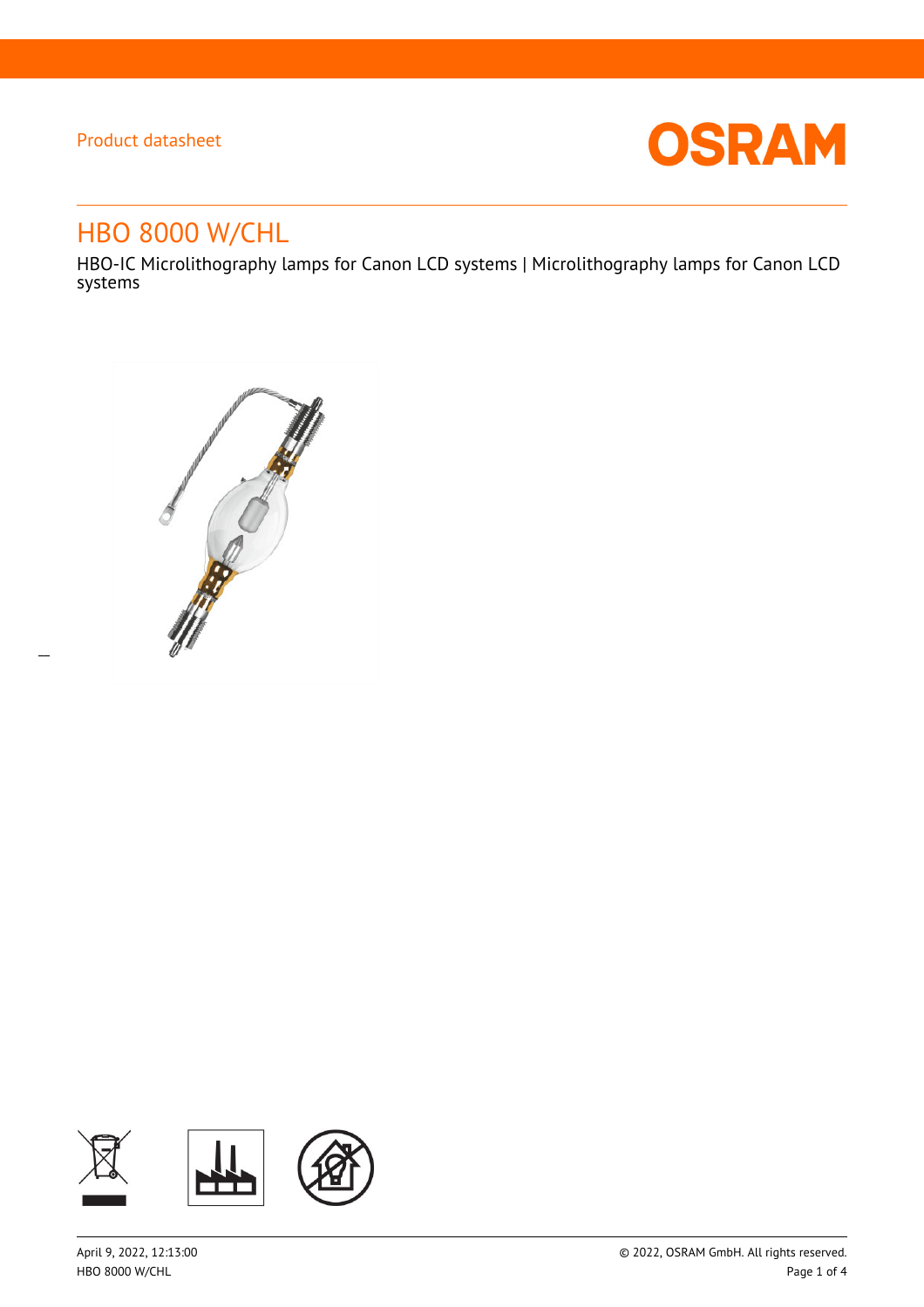Product datasheet

# HBO 8000 W/CHL

HBO-IC Microlithography lamps for Canon LCD systems | Microlithography lamps for Canon LCD systems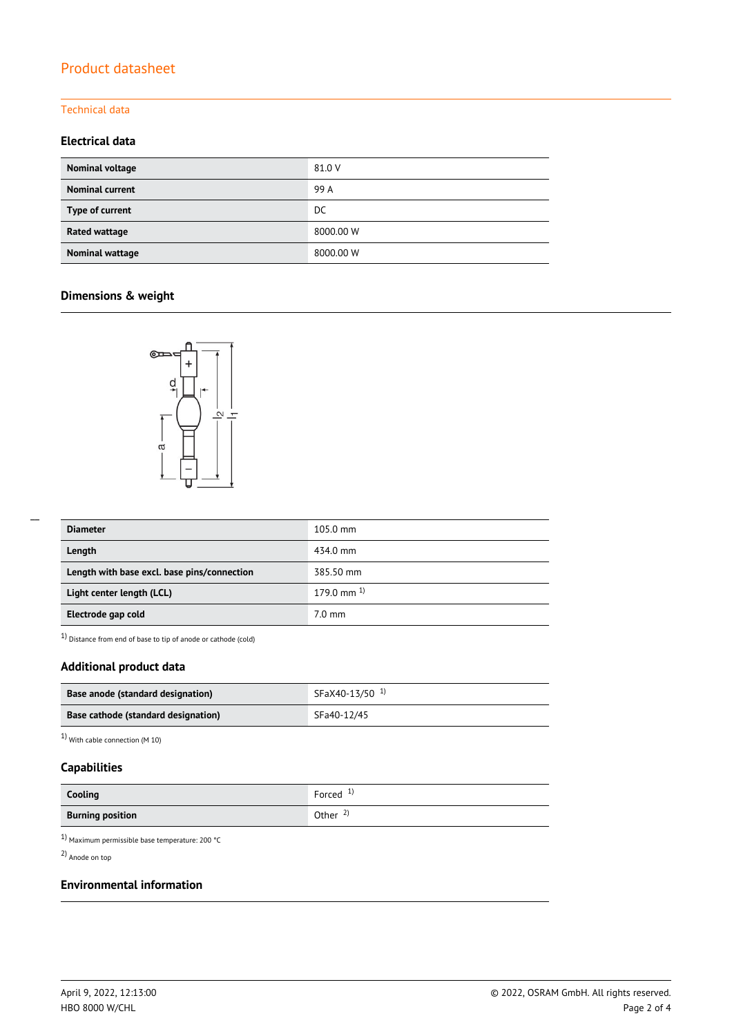# Product datasheet

## Technical data

### Electrical data

| | |
|---|---|
| **Nominal voltage** | 81.0 V |
| **Nominal current** | 99 A |
| **Type of current** | DC |
| **Rated wattage** | 8000.00 W |
| **Nominal wattage** | 8000.00 W |

### Dimensions & weight

| | |
|---|---|
| **Diameter** | 105.0 mm |
| **Length** | 434.0 mm |
| **Length with base excl. base pins/connection** | 385.50 mm |
| **Light center length (LCL)** | 179.0 mm [1] |
| **Electrode gap cold** | 7.0 mm |

[1] Distance from end of base to tip of anode or cathode (cold)

### Additional product data

| | |
|---|---|
| **Base anode (standard designation)** | SFaX40-13/50 [1] |
| **Base cathode (standard designation)** | SFa40-12/45 |

[1] With cable connection (M 10)

### Capabilities

| | |
|---|---|
| **Cooling** | Forced [1] |
| **Burning position** | Other [2] |

[1] Maximum permissible base temperature: 200 °C

[2] Anode on top

### Environmental information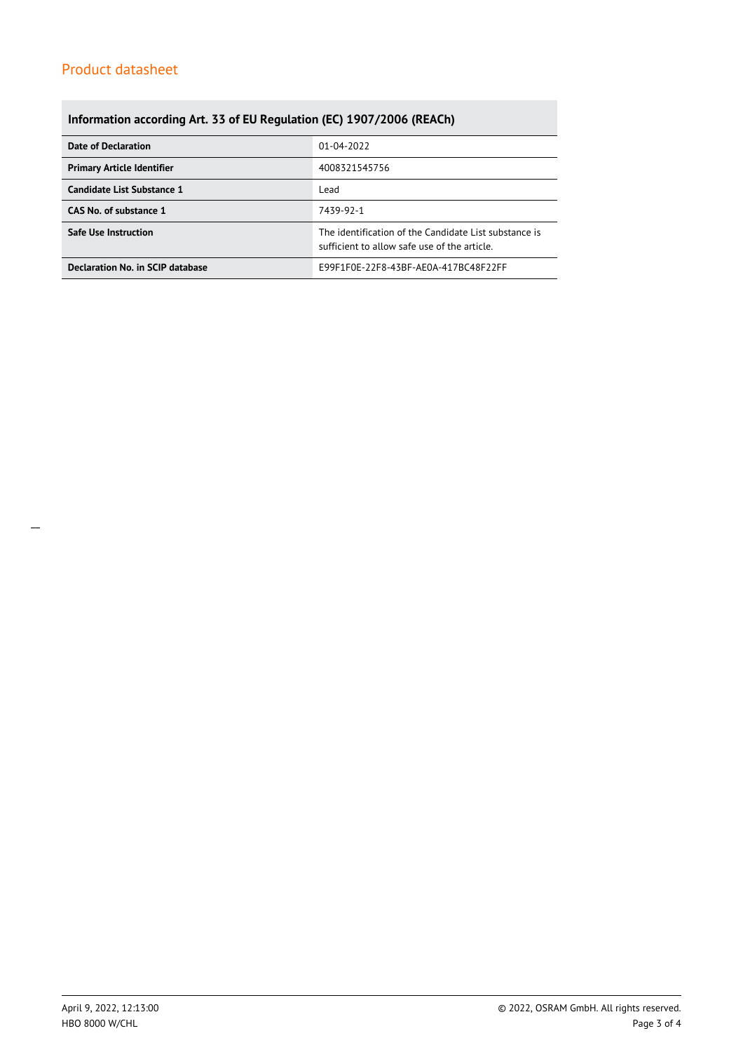## Information according Art. 33 of EU Regulation (EC) 1907/2006 (REACh)

| | |
|---|---|
| **Date of Declaration** | 01-04-2022 |
| **Primary Article Identifier** | 4008321545756 |
| **Candidate List Substance 1** | Lead |
| **CAS No. of substance 1** | 7439-92-1 |
| **Safe Use Instruction** | The identification of the Candidate List substance is sufficient to allow safe use of the article. |
| **Declaration No. in SCIP database** | E99F1F0E-22F8-43BF-AE0A-417BC48F22FF |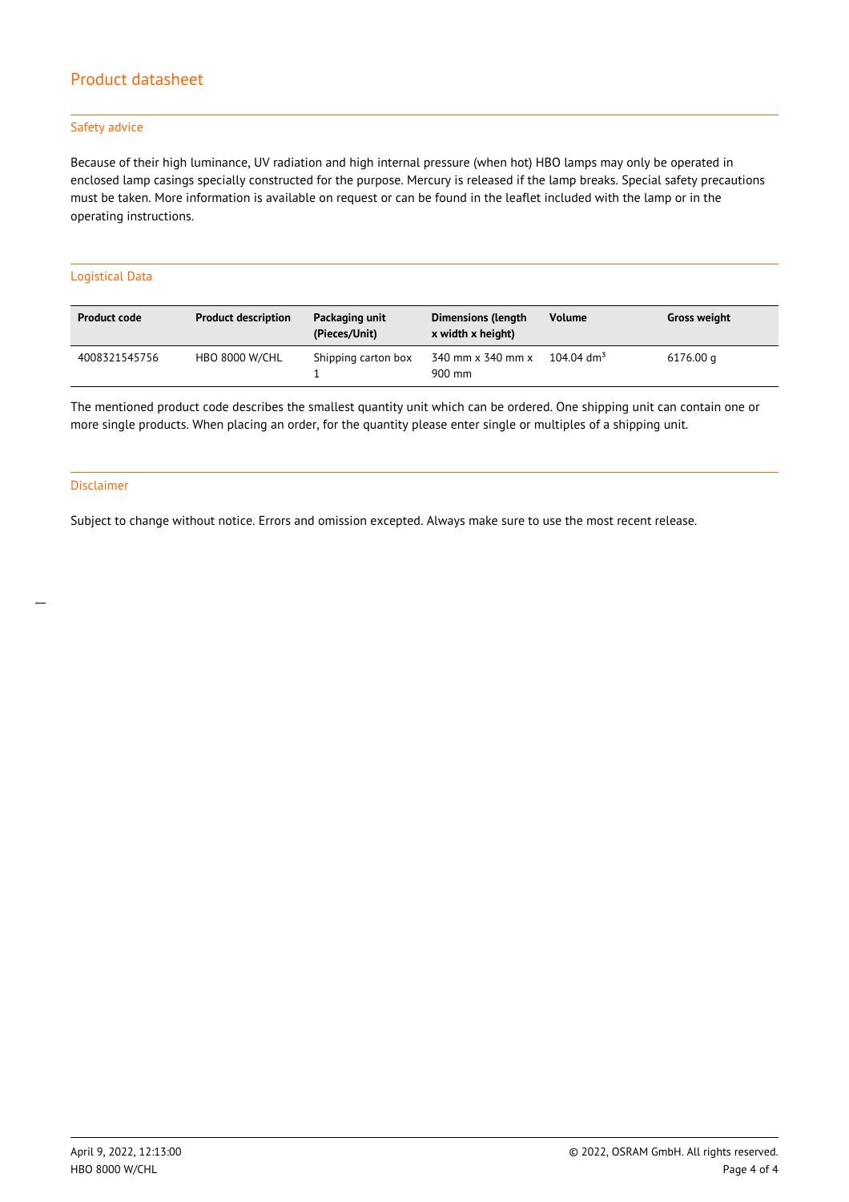# Product datasheet

## Safety advice

Because of their high luminance, UV radiation and high internal pressure (when hot) HBO lamps may only be operated in enclosed lamp casings specially constructed for the purpose. Mercury is released if the lamp breaks. Special safety precautions must be taken. More information is available on request or can be found in the leaflet included with the lamp or in the operating instructions.

## Logistical Data

| Product code | Product description | Packaging unit (Pieces/Unit) | Dimensions (length x width x height) | Volume | Gross weight |
|---|---|---|---|---|---|
| 4008321545756 | HBO 8000 W/CHL | Shipping carton box 1 | 340 mm x 340 mm x 900 mm | 104.04 $dm^3$ | 6176.00 g |

The mentioned product code describes the smallest quantity unit which can be ordered. One shipping unit can contain one or more single products. When placing an order, for the quantity please enter single or multiples of a shipping unit.

## Disclaimer

Subject to change without notice. Errors and omission excepted. Always make sure to use the most recent release.